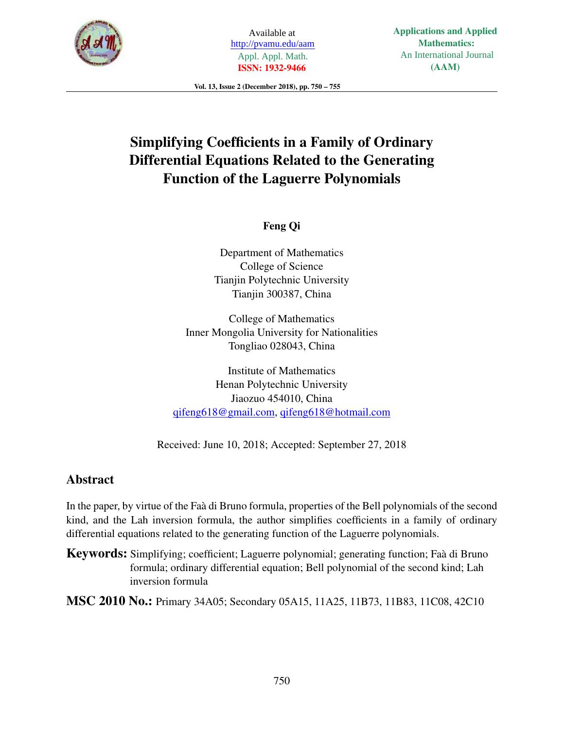# Simplifying Coefficients in a Family of Ordinary Differential Equations Related to the Generating Function of the Laguerre Polynomials

**Feng Qi**

Department of Mathematics
College of Science
Tianjin Polytechnic University
Tianjin 300387, China

College of Mathematics
Inner Mongolia University for Nationalities
Tongliao 028043, China

Institute of Mathematics
Henan Polytechnic University
Jiaozuo 454010, China
qifeng618@gmail.com, qifeng618@hotmail.com

Received: June 10, 2018; Accepted: September 27, 2018

## Abstract

In the paper, by virtue of the Faà di Bruno formula, properties of the Bell polynomials of the second kind, and the Lah inversion formula, the author simplifies coefficients in a family of ordinary differential equations related to the generating function of the Laguerre polynomials.

**Keywords:** Simplifying; coefficient; Laguerre polynomial; generating function; Faà di Bruno formula; ordinary differential equation; Bell polynomial of the second kind; Lah inversion formula

**MSC 2010 No.:** Primary 34A05; Secondary 05A15, 11A25, 11B73, 11B83, 11C08, 42C10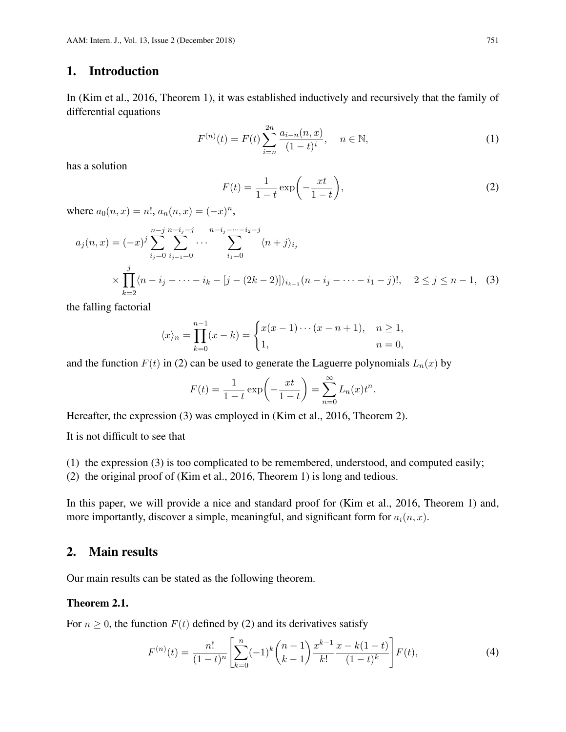## 1. Introduction

In (Kim et al., 2016, Theorem 1), it was established inductively and recursively that the family of differential equations

$$F^{(n)}(t) = F(t)\sum_{i=n}^{2n} \frac{a_{i-n}(n,x)}{(1-t)^i}, \quad n \in \mathbb{N}, \tag{1}$$

has a solution

$$F(t) = \frac{1}{1-t}\exp\biggl(-\frac{xt}{1-t}\biggr), \tag{2}$$

where $a_0(n,x) = n!$, $a_n(n,x) = (-x)^n$,

$$\begin{aligned} a_j(n,x) = (-x)^j \sum_{i_j=0}^{n-j} \sum_{i_{j-1}=0}^{n-i_j-j} \cdots \sum_{i_1=0}^{n-i_j-\cdots-i_2-j} \langle n+j\rangle_{i_j} \\ \times \prod_{k=2}^{j} \langle n-i_j-\cdots-i_k-[j-(2k-2)]\rangle_{i_{k-1}} (n-i_j-\cdots-i_1-j)!, \quad 2 \le j \le n-1, \end{aligned} \tag{3}$$

the falling factorial

$$\langle x\rangle_n = \prod_{k=0}^{n-1}(x-k) = \begin{cases} x(x-1)\cdots(x-n+1), & n \ge 1, \\ 1, & n = 0, \end{cases}$$

and the function $F(t)$ in (2) can be used to generate the Laguerre polynomials $L_n(x)$ by

$$F(t) = \frac{1}{1-t}\exp\biggl(-\frac{xt}{1-t}\biggr) = \sum_{n=0}^{\infty} L_n(x)t^n.$$

Hereafter, the expression (3) was employed in (Kim et al., 2016, Theorem 2).

It is not difficult to see that

(1) the expression (3) is too complicated to be remembered, understood, and computed easily;
(2) the original proof of (Kim et al., 2016, Theorem 1) is long and tedious.

In this paper, we will provide a nice and standard proof for (Kim et al., 2016, Theorem 1) and, more importantly, discover a simple, meaningful, and significant form for $a_i(n,x)$.

## 2. Main results

Our main results can be stated as the following theorem.

**Theorem 2.1.**

For $n \ge 0$, the function $F(t)$ defined by (2) and its derivatives satisfy

$$F^{(n)}(t) = \frac{n!}{(1-t)^n}\left[\sum_{k=0}^{n}(-1)^k \binom{n-1}{k-1} \frac{x^{k-1}}{k!} \frac{x-k(1-t)}{(1-t)^k}\right] F(t), \tag{4}$$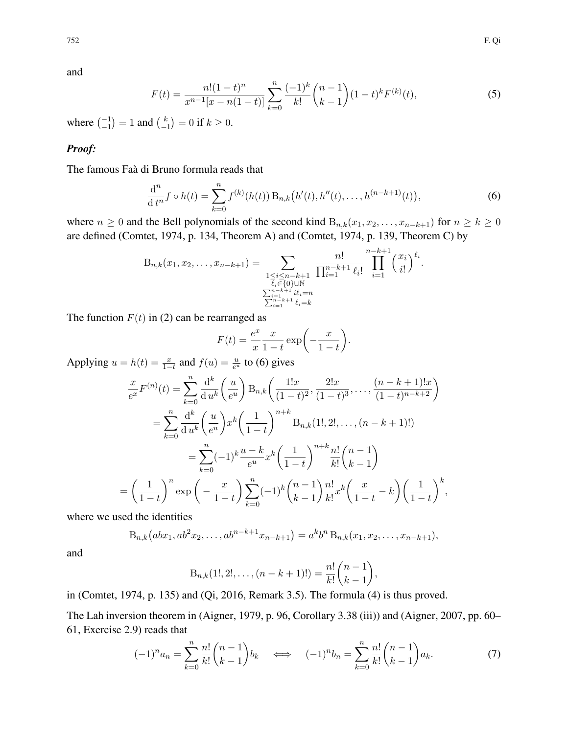and

$$F(t) = \frac{n!(1-t)^n}{x^{n-1}[x-n(1-t)]} \sum_{k=0}^{n} \frac{(-1)^k}{k!} \binom{n-1}{k-1} (1-t)^k F^{(k)}(t), \tag{5}$$

where $\binom{-1}{-1} = 1$ and $\binom{k}{-1} = 0$ if $k \geq 0$.

***Proof:***

The famous Faà di Bruno formula reads that

$$\frac{\mathrm{d}^n}{\mathrm{d}\, t^n} f \circ h(t) = \sum_{k=0}^{n} f^{(k)}(h(t)) \,\mathrm{B}_{n,k}\big(h'(t), h''(t), \dots, h^{(n-k+1)}(t)\big), \tag{6}$$

where $n \geq 0$ and the Bell polynomials of the second kind $\mathrm{B}_{n,k}(x_1, x_2, \dots, x_{n-k+1})$ for $n \geq k \geq 0$ are defined (Comtet, 1974, p. 134, Theorem A) and (Comtet, 1974, p. 139, Theorem C) by

$$\mathrm{B}_{n,k}(x_1, x_2, \dots, x_{n-k+1}) = \sum_{\substack{1 \leq i \leq n-k+1 \\ \ell_i \in \{0\} \cup \mathbb{N} \\ \sum_{i=1}^{n-k+1} i\ell_i = n \\ \sum_{i=1}^{n-k+1} \ell_i = k}} \frac{n!}{\prod_{i=1}^{n-k+1} \ell_i!} \prod_{i=1}^{n-k+1} \left(\frac{x_i}{i!}\right)^{\ell_i}.$$

The function $F(t)$ in (2) can be rearranged as

$$F(t) = \frac{e^x}{x} \frac{x}{1-t} \exp\left(-\frac{x}{1-t}\right).$$

Applying $u = h(t) = \frac{x}{1-t}$ and $f(u) = \frac{u}{e^u}$ to (6) gives

$$\begin{aligned}
\frac{x}{e^x} F^{(n)}(t) &= \sum_{k=0}^{n} \frac{\mathrm{d}^k}{\mathrm{d}\, u^k}\left(\frac{u}{e^u}\right) \mathrm{B}_{n,k}\left(\frac{1!x}{(1-t)^2}, \frac{2!x}{(1-t)^3}, \dots, \frac{(n-k+1)!x}{(1-t)^{n-k+2}}\right) \\
&= \sum_{k=0}^{n} \frac{\mathrm{d}^k}{\mathrm{d}\, u^k}\left(\frac{u}{e^u}\right) x^k \left(\frac{1}{1-t}\right)^{n+k} \mathrm{B}_{n,k}(1!, 2!, \dots, (n-k+1)!) \\
&= \sum_{k=0}^{n} (-1)^k \frac{u-k}{e^u} x^k \left(\frac{1}{1-t}\right)^{n+k} \frac{n!}{k!} \binom{n-1}{k-1} \\
&= \left(\frac{1}{1-t}\right)^n \exp\left(-\frac{x}{1-t}\right) \sum_{k=0}^{n} (-1)^k \binom{n-1}{k-1} \frac{n!}{k!} x^k \left(\frac{x}{1-t} - k\right) \left(\frac{1}{1-t}\right)^k,
\end{aligned}$$

where we used the identities

$$\mathrm{B}_{n,k}\big(abx_1, ab^2x_2, \dots, ab^{n-k+1}x_{n-k+1}\big) = a^k b^n \,\mathrm{B}_{n,k}(x_1, x_2, \dots, x_{n-k+1}),$$

and

$$\mathrm{B}_{n,k}(1!, 2!, \dots, (n-k+1)!) = \frac{n!}{k!} \binom{n-1}{k-1},$$

in (Comtet, 1974, p. 135) and (Qi, 2016, Remark 3.5). The formula (4) is thus proved.

The Lah inversion theorem in (Aigner, 1979, p. 96, Corollary 3.38 (iii)) and (Aigner, 2007, pp. 60–61, Exercise 2.9) reads that

$$(-1)^n a_n = \sum_{k=0}^{n} \frac{n!}{k!} \binom{n-1}{k-1} b_k \quad \Longleftrightarrow \quad (-1)^n b_n = \sum_{k=0}^{n} \frac{n!}{k!} \binom{n-1}{k-1} a_k. \tag{7}$$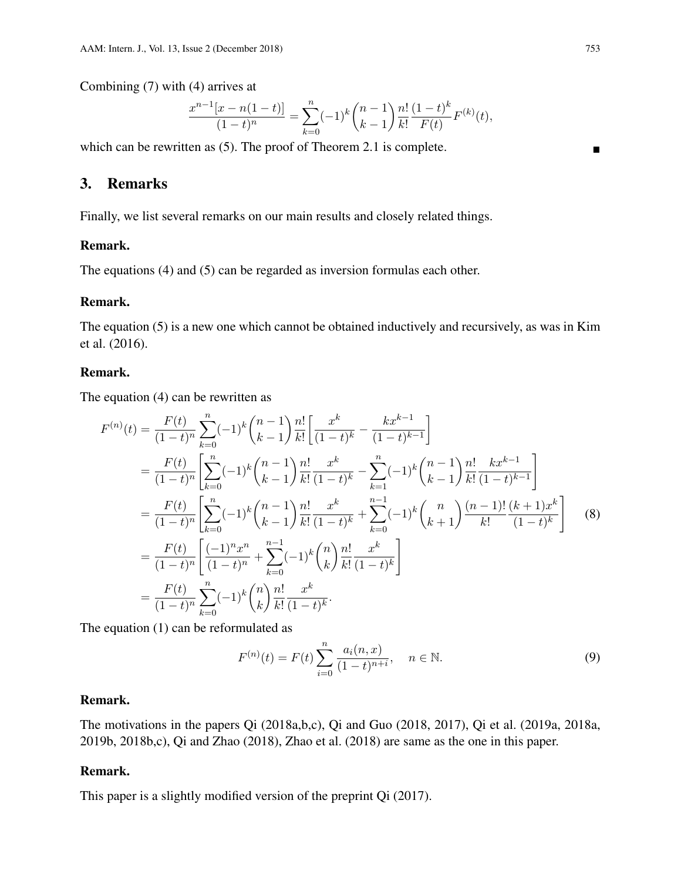Combining (7) with (4) arrives at

$$\frac{x^{n-1}[x-n(1-t)]}{(1-t)^n}=\sum_{k=0}^{n}(-1)^k\binom{n-1}{k-1}\frac{n!}{k!}\frac{(1-t)^k}{F(t)}F^{(k)}(t),$$

which can be rewritten as (5). The proof of Theorem 2.1 is complete. ∎

## 3. Remarks

Finally, we list several remarks on our main results and closely related things.

**Remark.**

The equations (4) and (5) can be regarded as inversion formulas each other.

**Remark.**

The equation (5) is a new one which cannot be obtained inductively and recursively, as was in Kim et al. (2016).

**Remark.**

The equation (4) can be rewritten as

$$\begin{aligned}
F^{(n)}(t)&=\frac{F(t)}{(1-t)^n}\sum_{k=0}^{n}(-1)^k\binom{n-1}{k-1}\frac{n!}{k!}\left[\frac{x^k}{(1-t)^k}-\frac{kx^{k-1}}{(1-t)^{k-1}}\right]\\
&=\frac{F(t)}{(1-t)^n}\left[\sum_{k=0}^{n}(-1)^k\binom{n-1}{k-1}\frac{n!}{k!}\frac{x^k}{(1-t)^k}-\sum_{k=1}^{n}(-1)^k\binom{n-1}{k-1}\frac{n!}{k!}\frac{kx^{k-1}}{(1-t)^{k-1}}\right]\\
&=\frac{F(t)}{(1-t)^n}\left[\sum_{k=0}^{n}(-1)^k\binom{n-1}{k-1}\frac{n!}{k!}\frac{x^k}{(1-t)^k}+\sum_{k=0}^{n-1}(-1)^k\binom{n}{k+1}\frac{(n-1)!}{k!}\frac{(k+1)x^k}{(1-t)^k}\right]\\
&=\frac{F(t)}{(1-t)^n}\left[\frac{(-1)^nx^n}{(1-t)^n}+\sum_{k=0}^{n-1}(-1)^k\binom{n}{k}\frac{n!}{k!}\frac{x^k}{(1-t)^k}\right]\\
&=\frac{F(t)}{(1-t)^n}\sum_{k=0}^{n}(-1)^k\binom{n}{k}\frac{n!}{k!}\frac{x^k}{(1-t)^k}.
\end{aligned}\tag{8}$$

The equation (1) can be reformulated as

$$F^{(n)}(t)=F(t)\sum_{i=0}^{n}\frac{a_i(n,x)}{(1-t)^{n+i}},\quad n\in\mathbb{N}.\tag{9}$$

**Remark.**

The motivations in the papers Qi (2018a,b,c), Qi and Guo (2018, 2017), Qi et al. (2019a, 2018a, 2019b, 2018b,c), Qi and Zhao (2018), Zhao et al. (2018) are same as the one in this paper.

**Remark.**

This paper is a slightly modified version of the preprint Qi (2017).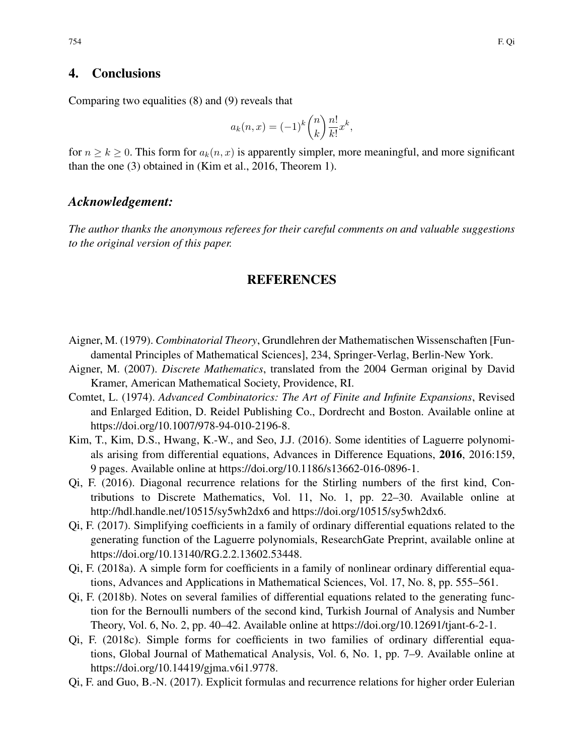## 4. Conclusions

Comparing two equalities (8) and (9) reveals that

$$a_k(n,x) = (-1)^k \binom{n}{k} \frac{n!}{k!} x^k,$$

for $n \ge k \ge 0$. This form for $a_k(n,x)$ is apparently simpler, more meaningful, and more significant than the one (3) obtained in (Kim et al., 2016, Theorem 1).

### *Acknowledgement:*

*The author thanks the anonymous referees for their careful comments on and valuable suggestions to the original version of this paper.*

## REFERENCES

Aigner, M. (1979). *Combinatorial Theory*, Grundlehren der Mathematischen Wissenschaften [Fundamental Principles of Mathematical Sciences], 234, Springer-Verlag, Berlin-New York.

Aigner, M. (2007). *Discrete Mathematics*, translated from the 2004 German original by David Kramer, American Mathematical Society, Providence, RI.

Comtet, L. (1974). *Advanced Combinatorics: The Art of Finite and Infinite Expansions*, Revised and Enlarged Edition, D. Reidel Publishing Co., Dordrecht and Boston. Available online at https://doi.org/10.1007/978-94-010-2196-8.

Kim, T., Kim, D.S., Hwang, K.-W., and Seo, J.J. (2016). Some identities of Laguerre polynomials arising from differential equations, Advances in Difference Equations, **2016**, 2016:159, 9 pages. Available online at https://doi.org/10.1186/s13662-016-0896-1.

Qi, F. (2016). Diagonal recurrence relations for the Stirling numbers of the first kind, Contributions to Discrete Mathematics, Vol. 11, No. 1, pp. 22–30. Available online at http://hdl.handle.net/10515/sy5wh2dx6 and https://doi.org/10515/sy5wh2dx6.

Qi, F. (2017). Simplifying coefficients in a family of ordinary differential equations related to the generating function of the Laguerre polynomials, ResearchGate Preprint, available online at https://doi.org/10.13140/RG.2.2.13602.53448.

Qi, F. (2018a). A simple form for coefficients in a family of nonlinear ordinary differential equations, Advances and Applications in Mathematical Sciences, Vol. 17, No. 8, pp. 555–561.

Qi, F. (2018b). Notes on several families of differential equations related to the generating function for the Bernoulli numbers of the second kind, Turkish Journal of Analysis and Number Theory, Vol. 6, No. 2, pp. 40–42. Available online at https://doi.org/10.12691/tjant-6-2-1.

Qi, F. (2018c). Simple forms for coefficients in two families of ordinary differential equations, Global Journal of Mathematical Analysis, Vol. 6, No. 1, pp. 7–9. Available online at https://doi.org/10.14419/gjma.v6i1.9778.

Qi, F. and Guo, B.-N. (2017). Explicit formulas and recurrence relations for higher order Eulerian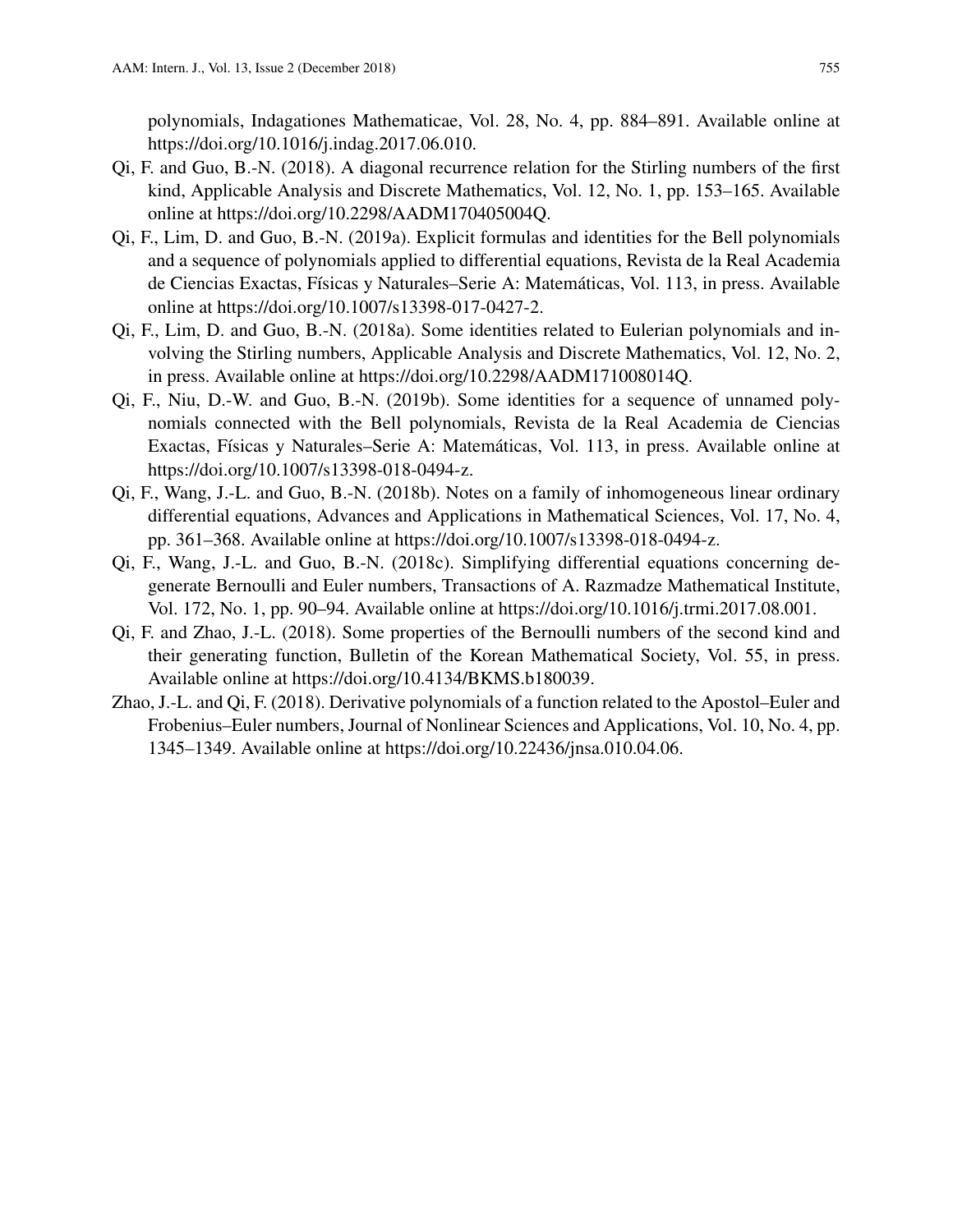polynomials, Indagationes Mathematicae, Vol. 28, No. 4, pp. 884–891. Available online at https://doi.org/10.1016/j.indag.2017.06.010.

Qi, F. and Guo, B.-N. (2018). A diagonal recurrence relation for the Stirling numbers of the first kind, Applicable Analysis and Discrete Mathematics, Vol. 12, No. 1, pp. 153–165. Available online at https://doi.org/10.2298/AADM170405004Q.

Qi, F., Lim, D. and Guo, B.-N. (2019a). Explicit formulas and identities for the Bell polynomials and a sequence of polynomials applied to differential equations, Revista de la Real Academia de Ciencias Exactas, Físicas y Naturales–Serie A: Matemáticas, Vol. 113, in press. Available online at https://doi.org/10.1007/s13398-017-0427-2.

Qi, F., Lim, D. and Guo, B.-N. (2018a). Some identities related to Eulerian polynomials and involving the Stirling numbers, Applicable Analysis and Discrete Mathematics, Vol. 12, No. 2, in press. Available online at https://doi.org/10.2298/AADM171008014Q.

Qi, F., Niu, D.-W. and Guo, B.-N. (2019b). Some identities for a sequence of unnamed polynomials connected with the Bell polynomials, Revista de la Real Academia de Ciencias Exactas, Físicas y Naturales–Serie A: Matemáticas, Vol. 113, in press. Available online at https://doi.org/10.1007/s13398-018-0494-z.

Qi, F., Wang, J.-L. and Guo, B.-N. (2018b). Notes on a family of inhomogeneous linear ordinary differential equations, Advances and Applications in Mathematical Sciences, Vol. 17, No. 4, pp. 361–368. Available online at https://doi.org/10.1007/s13398-018-0494-z.

Qi, F., Wang, J.-L. and Guo, B.-N. (2018c). Simplifying differential equations concerning degenerate Bernoulli and Euler numbers, Transactions of A. Razmadze Mathematical Institute, Vol. 172, No. 1, pp. 90–94. Available online at https://doi.org/10.1016/j.trmi.2017.08.001.

Qi, F. and Zhao, J.-L. (2018). Some properties of the Bernoulli numbers of the second kind and their generating function, Bulletin of the Korean Mathematical Society, Vol. 55, in press. Available online at https://doi.org/10.4134/BKMS.b180039.

Zhao, J.-L. and Qi, F. (2018). Derivative polynomials of a function related to the Apostol–Euler and Frobenius–Euler numbers, Journal of Nonlinear Sciences and Applications, Vol. 10, No. 4, pp. 1345–1349. Available online at https://doi.org/10.22436/jnsa.010.04.06.